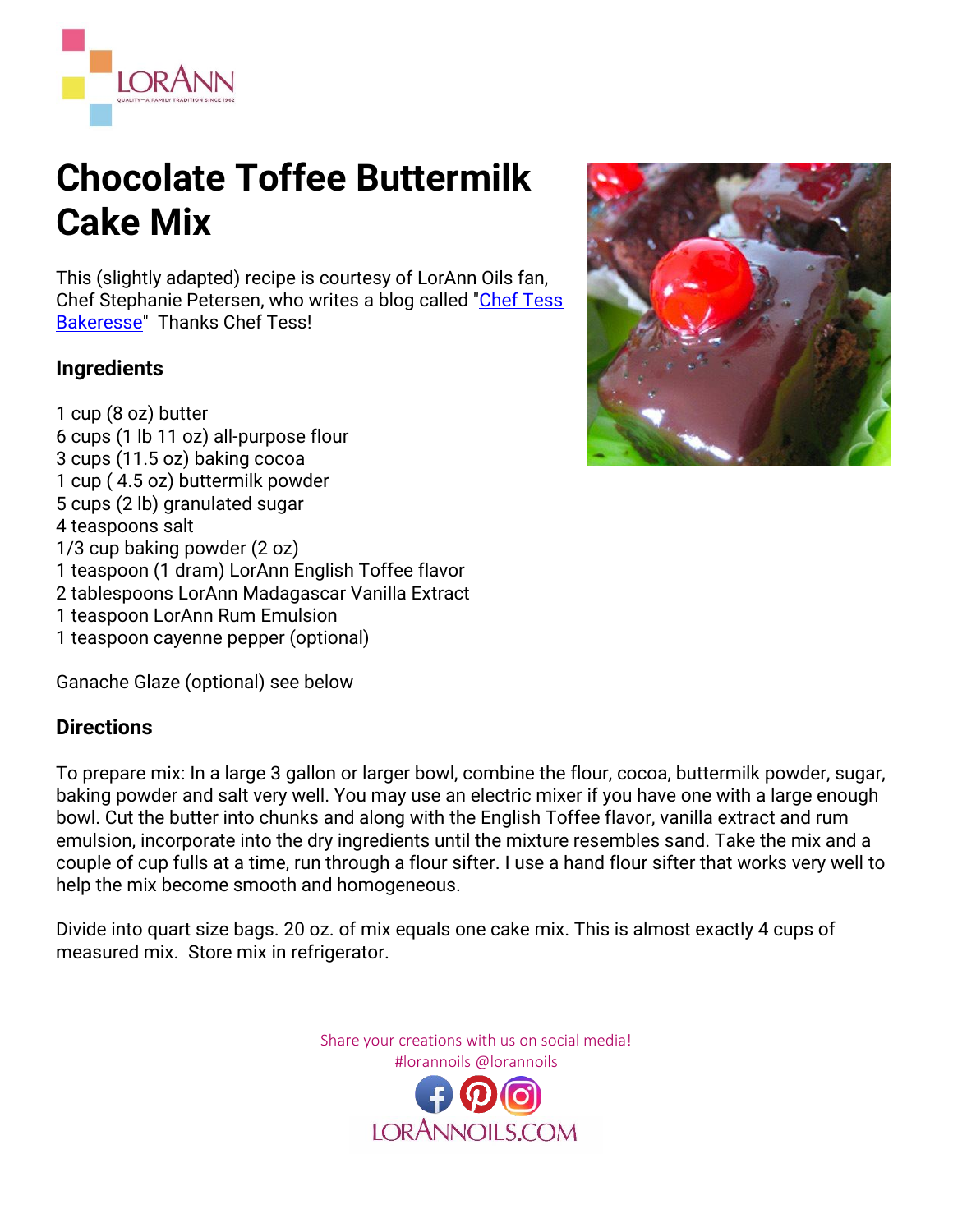# Chocolate Toffee Buttermilk Cake Mix

This (slightly adapted) recipe is courtesy of LorAnn Oils fan, Chef Stephanie Petersen, who writes a blog called "Chef Tess Bakeresse" Thanks Chef Tess!

## Ingredients

1 cup (8 oz) butter  
6 cups (1 lb 11 oz) all-purpose flour  
3 cups (11.5 oz) baking cocoa  
1 cup ( 4.5 oz) buttermilk powder  
5 cups (2 lb) granulated sugar  
4 teaspoons salt  
1/3 cup baking powder (2 oz)  
1 teaspoon (1 dram) LorAnn English Toffee flavor  
2 tablespoons LorAnn Madagascar Vanilla Extract  
1 teaspoon LorAnn Rum Emulsion  
1 teaspoon cayenne pepper (optional)

Ganache Glaze (optional) see below

## Directions

To prepare mix: In a large 3 gallon or larger bowl, combine the flour, cocoa, buttermilk powder, sugar, baking powder and salt very well. You may use an electric mixer if you have one with a large enough bowl. Cut the butter into chunks and along with the English Toffee flavor, vanilla extract and rum emulsion, incorporate into the dry ingredients until the mixture resembles sand. Take the mix and a couple of cup fulls at a time, run through a flour sifter. I use a hand flour sifter that works very well to help the mix become smooth and homogeneous.

Divide into quart size bags. 20 oz. of mix equals one cake mix. This is almost exactly 4 cups of measured mix. Store mix in refrigerator.

Share your creations with us on social media!  
#lorannoils @lorannoils

LORANNOILS.COM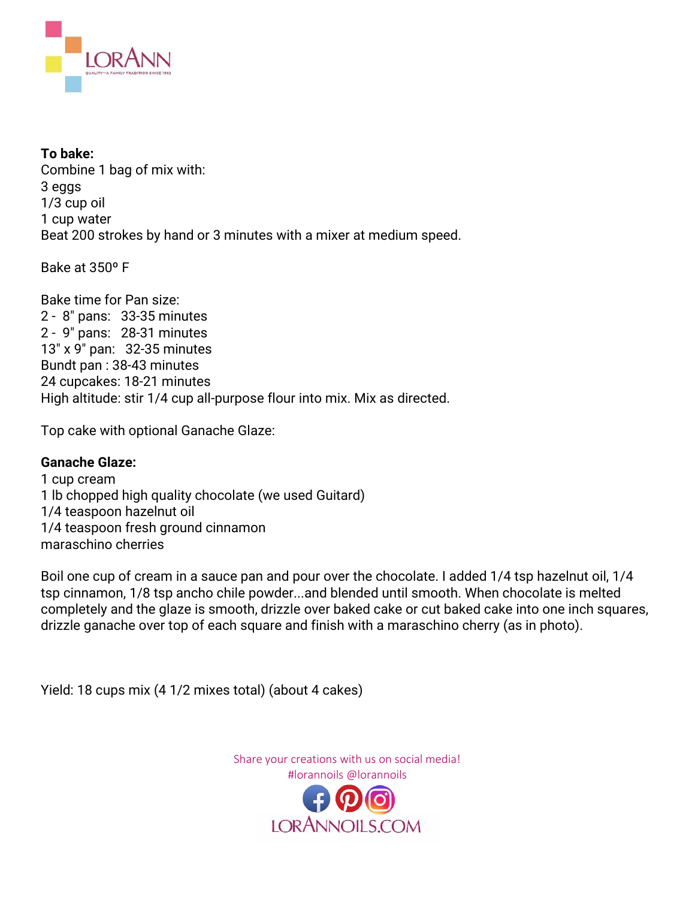**To bake:**
Combine 1 bag of mix with:
3 eggs
1/3 cup oil
1 cup water
Beat 200 strokes by hand or 3 minutes with a mixer at medium speed.

Bake at 350º F

Bake time for Pan size:
2 - 8" pans: 33-35 minutes
2 - 9" pans: 28-31 minutes
13" x 9" pan: 32-35 minutes
Bundt pan : 38-43 minutes
24 cupcakes: 18-21 minutes
High altitude: stir 1/4 cup all-purpose flour into mix. Mix as directed.

Top cake with optional Ganache Glaze:

**Ganache Glaze:**
1 cup cream
1 lb chopped high quality chocolate (we used Guitard)
1/4 teaspoon hazelnut oil
1/4 teaspoon fresh ground cinnamon
maraschino cherries

Boil one cup of cream in a sauce pan and pour over the chocolate. I added 1/4 tsp hazelnut oil, 1/4 tsp cinnamon, 1/8 tsp ancho chile powder...and blended until smooth. When chocolate is melted completely and the glaze is smooth, drizzle over baked cake or cut baked cake into one inch squares, drizzle ganache over top of each square and finish with a maraschino cherry (as in photo).

Yield: 18 cups mix (4 1/2 mixes total) (about 4 cakes)

Share your creations with us on social media!
#lorannoils @lorannoils

LORANNOILS.COM